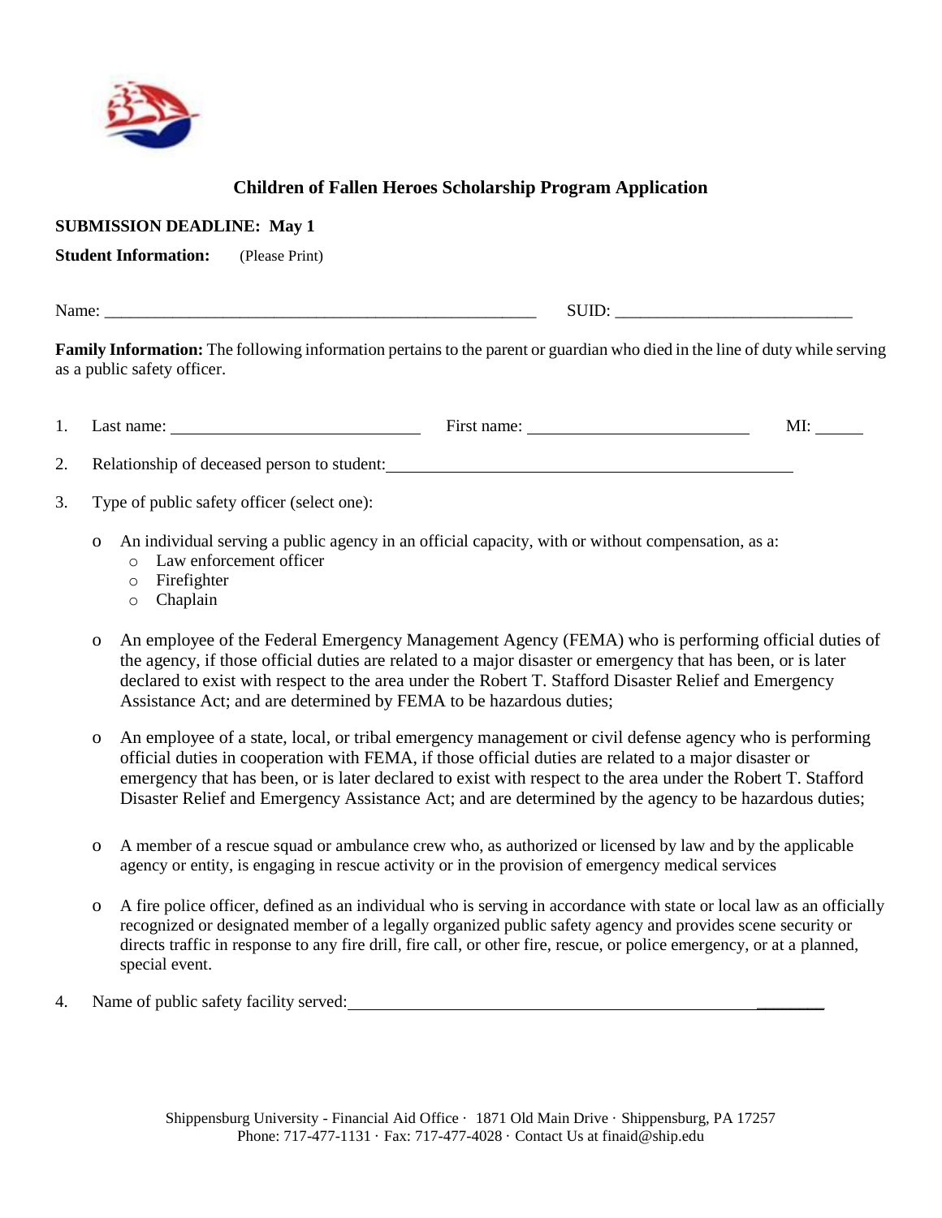## Children of Fallen Heroes Scholarship Program Application

**SUBMISSION DEADLINE: May 1**

**Student Information:** (Please Print)

Name: ____________________________________________________ SUID: ____________________________

**Family Information:** The following information pertains to the parent or guardian who died in the line of duty while serving as a public safety officer.

1. Last name: ____________________________ First name: _________________________ MI: _____

2. Relationship of deceased person to student: ______________________________________________

3. Type of public safety officer (select one):

   - An individual serving a public agency in an official capacity, with or without compensation, as a:
     - Law enforcement officer
     - Firefighter
     - Chaplain

   - An employee of the Federal Emergency Management Agency (FEMA) who is performing official duties of the agency, if those official duties are related to a major disaster or emergency that has been, or is later declared to exist with respect to the area under the Robert T. Stafford Disaster Relief and Emergency Assistance Act; and are determined by FEMA to be hazardous duties;

   - An employee of a state, local, or tribal emergency management or civil defense agency who is performing official duties in cooperation with FEMA, if those official duties are related to a major disaster or emergency that has been, or is later declared to exist with respect to the area under the Robert T. Stafford Disaster Relief and Emergency Assistance Act; and are determined by the agency to be hazardous duties;

   - A member of a rescue squad or ambulance crew who, as authorized or licensed by law and by the applicable agency or entity, is engaging in rescue activity or in the provision of emergency medical services

   - A fire police officer, defined as an individual who is serving in accordance with state or local law as an officially recognized or designated member of a legally organized public safety agency and provides scene security or directs traffic in response to any fire drill, fire call, or other fire, rescue, or police emergency, or at a planned, special event.

4. Name of public safety facility served: ______________________________________________

Shippensburg University - Financial Aid Office · 1871 Old Main Drive · Shippensburg, PA 17257
Phone: 717-477-1131 · Fax: 717-477-4028 · Contact Us at finaid@ship.edu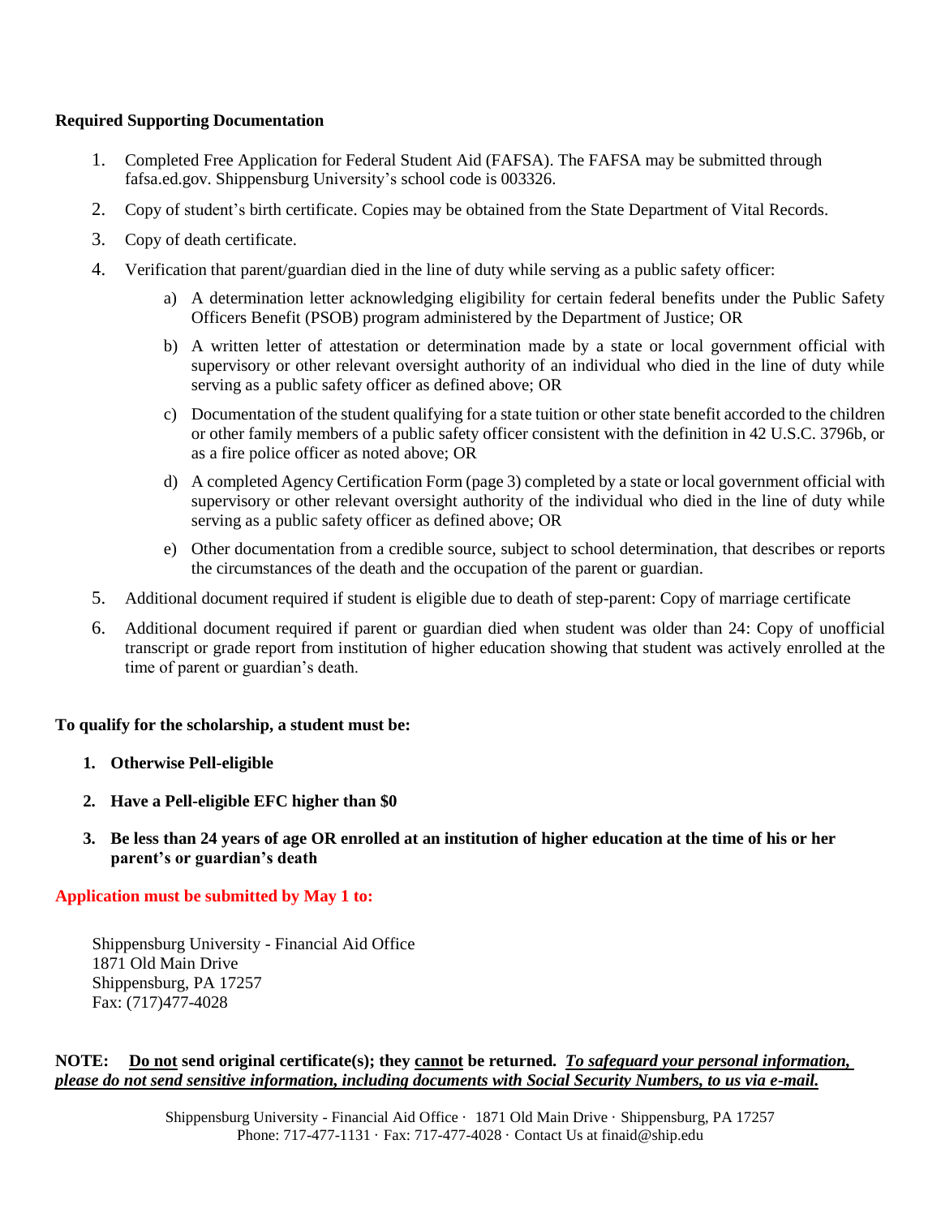**Required Supporting Documentation**

1. Completed Free Application for Federal Student Aid (FAFSA). The FAFSA may be submitted through fafsa.ed.gov. Shippensburg University's school code is 003326.
2. Copy of student's birth certificate. Copies may be obtained from the State Department of Vital Records.
3. Copy of death certificate.
4. Verification that parent/guardian died in the line of duty while serving as a public safety officer:
   a) A determination letter acknowledging eligibility for certain federal benefits under the Public Safety Officers Benefit (PSOB) program administered by the Department of Justice; OR
   b) A written letter of attestation or determination made by a state or local government official with supervisory or other relevant oversight authority of an individual who died in the line of duty while serving as a public safety officer as defined above; OR
   c) Documentation of the student qualifying for a state tuition or other state benefit accorded to the children or other family members of a public safety officer consistent with the definition in 42 U.S.C. 3796b, or as a fire police officer as noted above; OR
   d) A completed Agency Certification Form (page 3) completed by a state or local government official with supervisory or other relevant oversight authority of the individual who died in the line of duty while serving as a public safety officer as defined above; OR
   e) Other documentation from a credible source, subject to school determination, that describes or reports the circumstances of the death and the occupation of the parent or guardian.
5. Additional document required if student is eligible due to death of step-parent: Copy of marriage certificate
6. Additional document required if parent or guardian died when student was older than 24: Copy of unofficial transcript or grade report from institution of higher education showing that student was actively enrolled at the time of parent or guardian's death.

**To qualify for the scholarship, a student must be:**

1. **Otherwise Pell-eligible**
2. **Have a Pell-eligible EFC higher than $0**
3. **Be less than 24 years of age OR enrolled at an institution of higher education at the time of his or her parent's or guardian's death**

**Application must be submitted by May 1 to:**

Shippensburg University - Financial Aid Office
1871 Old Main Drive
Shippensburg, PA 17257
Fax: (717)477-4028

**NOTE: Do not send original certificate(s); they cannot be returned.** ***To safeguard your personal information, please do not send sensitive information, including documents with Social Security Numbers, to us via e-mail.***

Shippensburg University - Financial Aid Office · 1871 Old Main Drive · Shippensburg, PA 17257
Phone: 717-477-1131 · Fax: 717-477-4028 · Contact Us at finaid@ship.edu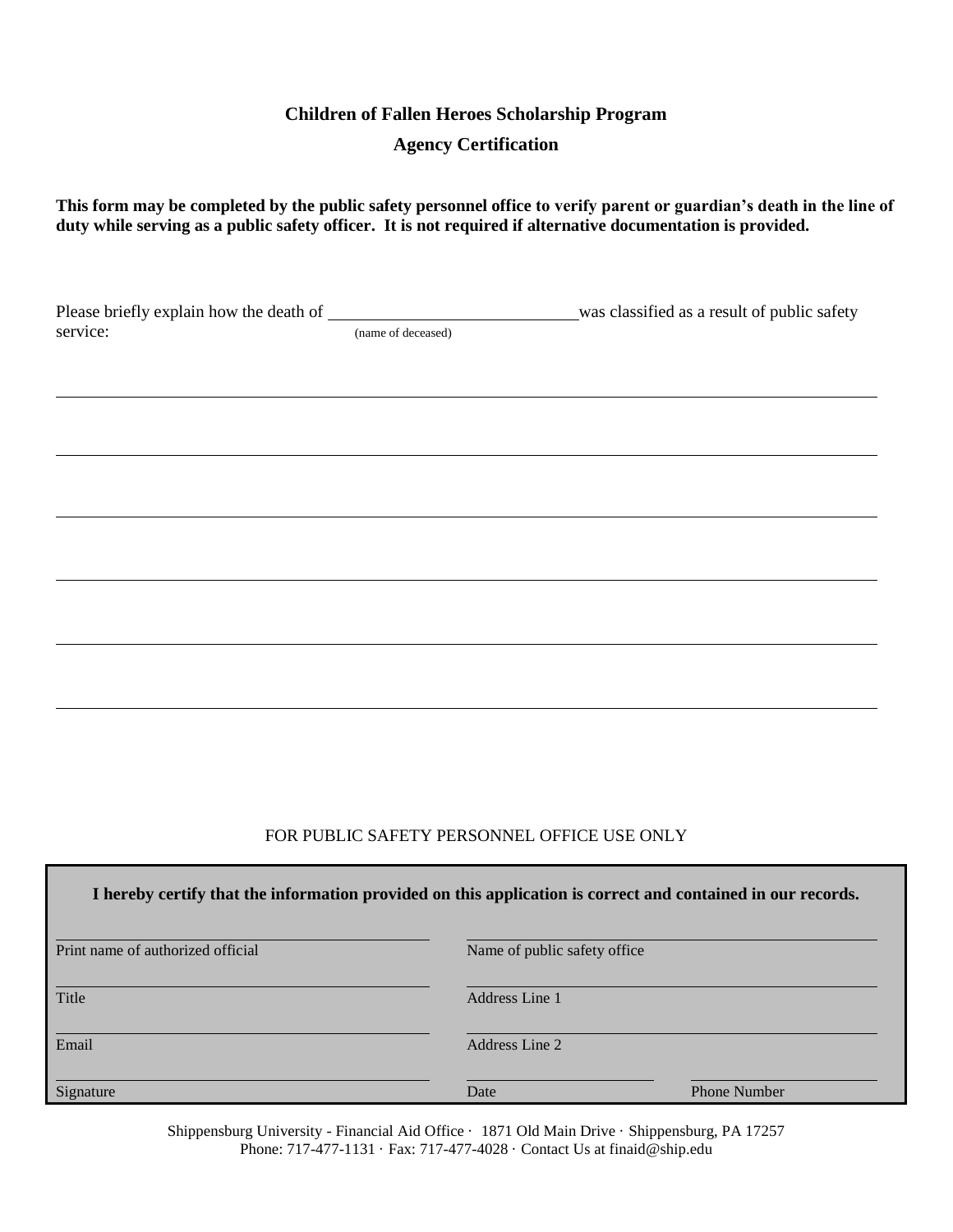## Children of Fallen Heroes Scholarship Program

## Agency Certification

**This form may be completed by the public safety personnel office to verify parent or guardian's death in the line of duty while serving as a public safety officer. It is not required if alternative documentation is provided.**

Please briefly explain how the death of \_\_\_\_\_\_\_\_\_\_\_\_\_\_\_\_\_\_\_\_\_\_\_\_\_\_\_\_ was classified as a result of public safety service:
(name of deceased)

\_\_\_\_\_\_\_\_\_\_\_\_\_\_\_\_\_\_\_\_\_\_\_\_\_\_\_\_\_\_\_\_\_\_\_\_\_\_\_\_\_\_\_\_\_\_\_\_\_\_\_\_\_\_\_\_\_\_\_\_\_\_\_\_\_\_\_\_\_\_\_\_\_\_\_\_

\_\_\_\_\_\_\_\_\_\_\_\_\_\_\_\_\_\_\_\_\_\_\_\_\_\_\_\_\_\_\_\_\_\_\_\_\_\_\_\_\_\_\_\_\_\_\_\_\_\_\_\_\_\_\_\_\_\_\_\_\_\_\_\_\_\_\_\_\_\_\_\_\_\_\_\_

\_\_\_\_\_\_\_\_\_\_\_\_\_\_\_\_\_\_\_\_\_\_\_\_\_\_\_\_\_\_\_\_\_\_\_\_\_\_\_\_\_\_\_\_\_\_\_\_\_\_\_\_\_\_\_\_\_\_\_\_\_\_\_\_\_\_\_\_\_\_\_\_\_\_\_\_

\_\_\_\_\_\_\_\_\_\_\_\_\_\_\_\_\_\_\_\_\_\_\_\_\_\_\_\_\_\_\_\_\_\_\_\_\_\_\_\_\_\_\_\_\_\_\_\_\_\_\_\_\_\_\_\_\_\_\_\_\_\_\_\_\_\_\_\_\_\_\_\_\_\_\_\_

\_\_\_\_\_\_\_\_\_\_\_\_\_\_\_\_\_\_\_\_\_\_\_\_\_\_\_\_\_\_\_\_\_\_\_\_\_\_\_\_\_\_\_\_\_\_\_\_\_\_\_\_\_\_\_\_\_\_\_\_\_\_\_\_\_\_\_\_\_\_\_\_\_\_\_\_

\_\_\_\_\_\_\_\_\_\_\_\_\_\_\_\_\_\_\_\_\_\_\_\_\_\_\_\_\_\_\_\_\_\_\_\_\_\_\_\_\_\_\_\_\_\_\_\_\_\_\_\_\_\_\_\_\_\_\_\_\_\_\_\_\_\_\_\_\_\_\_\_\_\_\_\_

FOR PUBLIC SAFETY PERSONNEL OFFICE USE ONLY

**I hereby certify that the information provided on this application is correct and contained in our records.**

| | | |
|---|---|---|
| Print name of authorized official | Name of public safety office | |
| Title | Address Line 1 | |
| Email | Address Line 2 | |
| Signature | Date | Phone Number |

Shippensburg University - Financial Aid Office · 1871 Old Main Drive · Shippensburg, PA 17257
Phone: 717-477-1131 · Fax: 717-477-4028 · Contact Us at finaid@ship.edu